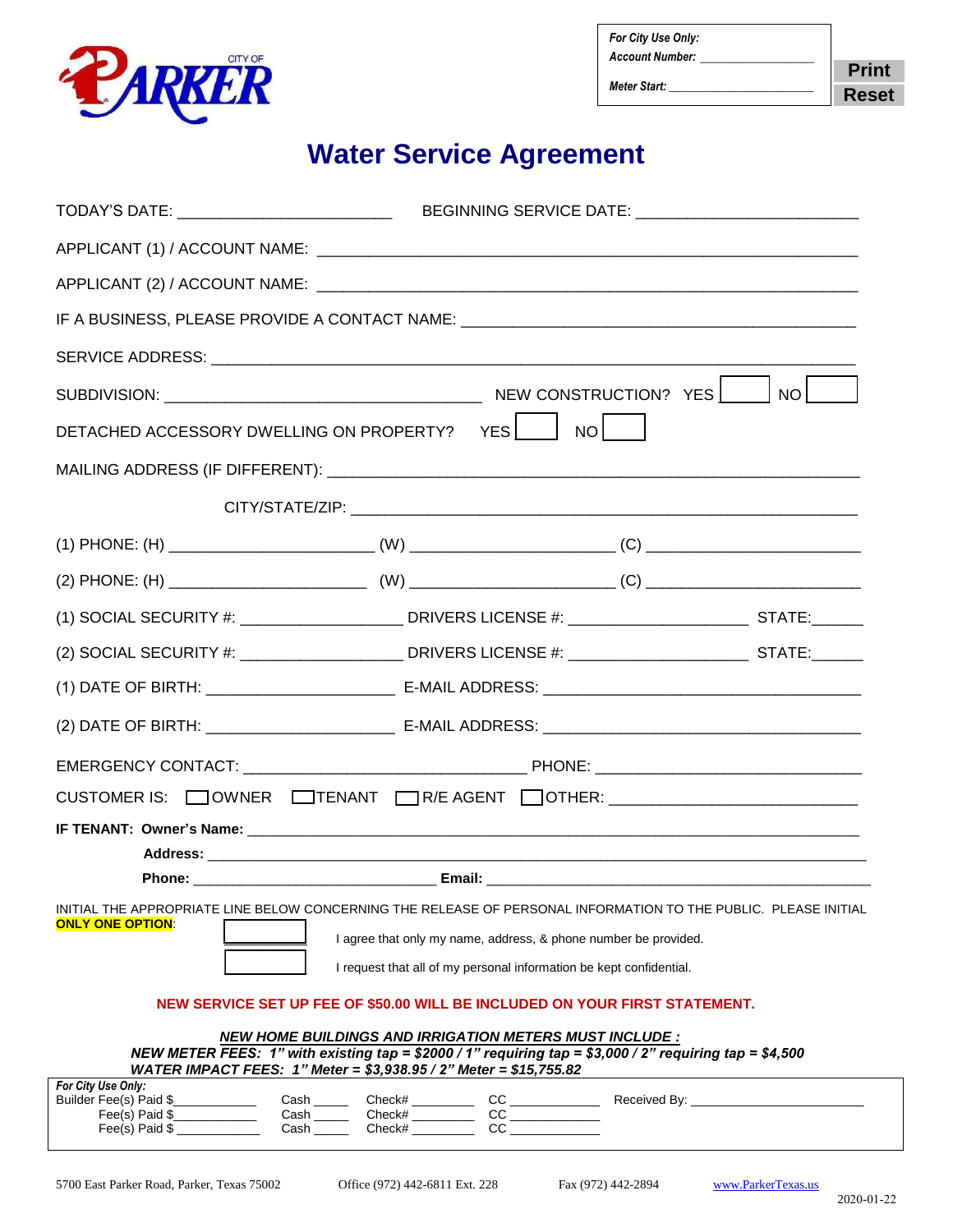CITY OF PARKER

| *For City Use Only:* |
|---|
| *Account Number:* ________________ |
| *Meter Start:* ____________________ |

Print

Reset

# Water Service Agreement

TODAY'S DATE: ________________________ BEGINNING SERVICE DATE: ________________________

APPLICANT (1) / ACCOUNT NAME: ____________________________________________________________

APPLICANT (2) / ACCOUNT NAME: ____________________________________________________________

IF A BUSINESS, PLEASE PROVIDE A CONTACT NAME: ___________________________________________

SERVICE ADDRESS: _________________________________________________________________________

SUBDIVISION: ___________________________________ NEW CONSTRUCTION? YES ☐ NO ☐

DETACHED ACCESSORY DWELLING ON PROPERTY? YES ☐ NO ☐

MAILING ADDRESS (IF DIFFERENT): __________________________________________________________

CITY/STATE/ZIP: ______________________________________________________

(1) PHONE: (H) ______________________ (W) ______________________ (C) ______________________

(2) PHONE: (H) ______________________ (W) ______________________ (C) ______________________

(1) SOCIAL SECURITY #: __________________ DRIVERS LICENSE #: ____________________ STATE:______

(2) SOCIAL SECURITY #: __________________ DRIVERS LICENSE #: ____________________ STATE:______

(1) DATE OF BIRTH: _____________________ E-MAIL ADDRESS: ___________________________________

(2) DATE OF BIRTH: _____________________ E-MAIL ADDRESS: ___________________________________

EMERGENCY CONTACT: ________________________________ PHONE: _____________________________

CUSTOMER IS: ☐ OWNER ☐ TENANT ☐ R/E AGENT ☐ OTHER: __________________________

**IF TENANT: Owner's Name:** ______________________________________________________________

**Address:** _______________________________________________________________________

**Phone:** ____________________________ **Email:** _____________________________________

INITIAL THE APPROPRIATE LINE BELOW CONCERNING THE RELEASE OF PERSONAL INFORMATION TO THE PUBLIC. PLEASE INITIAL **ONLY ONE OPTION**:

☐ I agree that only my name, address, & phone number be provided.

☐ I request that all of my personal information be kept confidential.

**NEW SERVICE SET UP FEE OF $50.00 WILL BE INCLUDED ON YOUR FIRST STATEMENT.**

***NEW HOME BUILDINGS AND IRRIGATION METERS MUST INCLUDE :***

***NEW METER FEES: 1" with existing tap = $2000 / 1" requiring tap = $3,000 / 2" requiring tap = $4,500***

***WATER IMPACT FEES: 1" Meter = $3,938.95 / 2" Meter = $15,755.82***

*For City Use Only:*

| | | | | |
|---|---|---|---|---|
| Builder Fee(s) Paid $___________ | Cash _____ | Check# _________ | CC ____________ | Received By: _______________________ |
| Fee(s) Paid $___________ | Cash _____ | Check# _________ | CC ____________ | |
| Fee(s) Paid $___________ | Cash _____ | Check# _________ | CC ____________ | |

5700 East Parker Road, Parker, Texas 75002 Office (972) 442-6811 Ext. 228 Fax (972) 442-2894 www.ParkerTexas.us

2020-01-22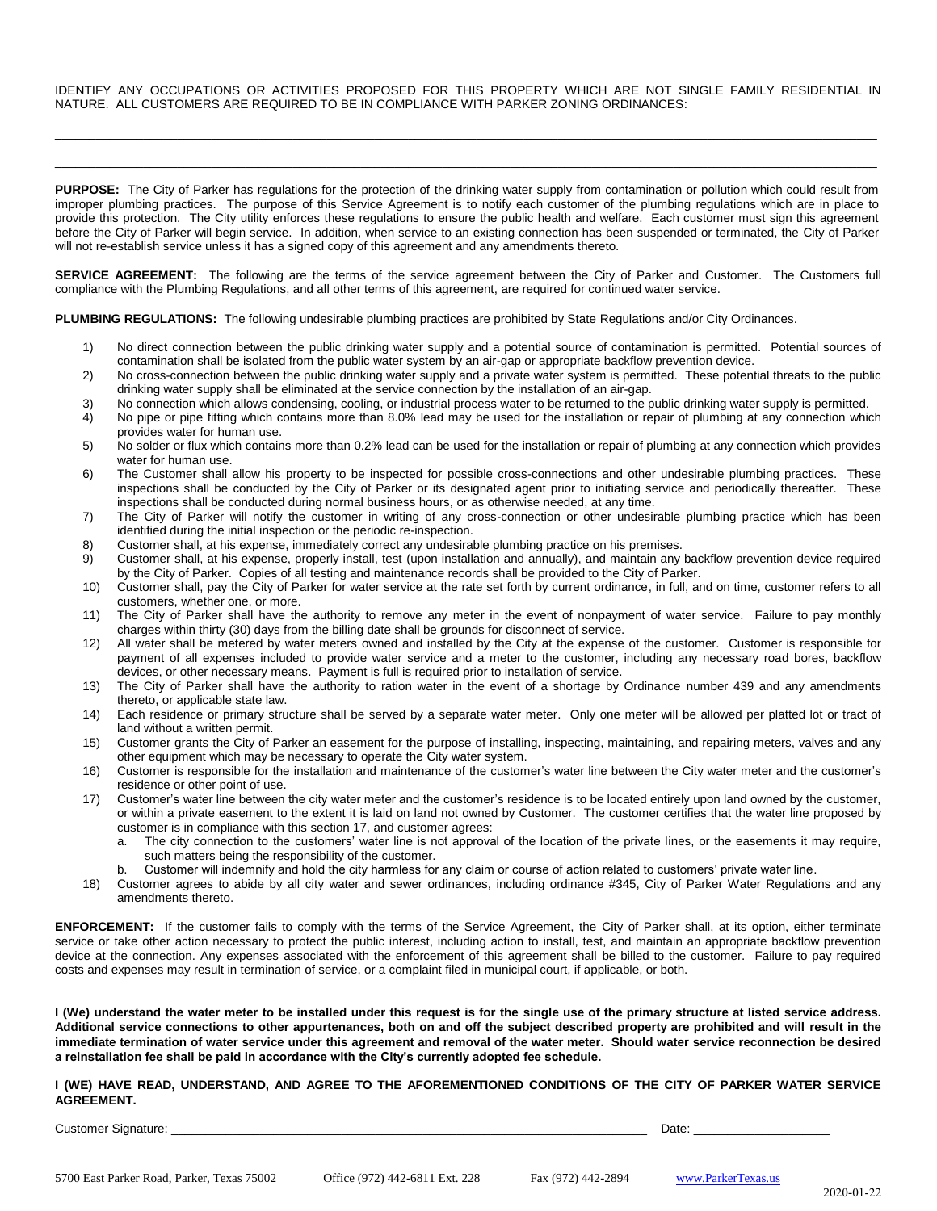IDENTIFY ANY OCCUPATIONS OR ACTIVITIES PROPOSED FOR THIS PROPERTY WHICH ARE NOT SINGLE FAMILY RESIDENTIAL IN NATURE. ALL CUSTOMERS ARE REQUIRED TO BE IN COMPLIANCE WITH PARKER ZONING ORDINANCES:

\_\_\_\_\_\_\_\_\_\_\_\_\_\_\_\_\_\_\_\_\_\_\_\_\_\_\_\_\_\_\_\_\_\_\_\_\_\_\_\_\_\_\_\_\_\_\_\_\_\_\_\_\_\_\_\_\_\_\_\_\_\_\_\_\_\_\_\_\_\_\_\_\_\_\_\_\_\_

\_\_\_\_\_\_\_\_\_\_\_\_\_\_\_\_\_\_\_\_\_\_\_\_\_\_\_\_\_\_\_\_\_\_\_\_\_\_\_\_\_\_\_\_\_\_\_\_\_\_\_\_\_\_\_\_\_\_\_\_\_\_\_\_\_\_\_\_\_\_\_\_\_\_\_\_\_\_

**PURPOSE:** The City of Parker has regulations for the protection of the drinking water supply from contamination or pollution which could result from improper plumbing practices. The purpose of this Service Agreement is to notify each customer of the plumbing regulations which are in place to provide this protection. The City utility enforces these regulations to ensure the public health and welfare. Each customer must sign this agreement before the City of Parker will begin service. In addition, when service to an existing connection has been suspended or terminated, the City of Parker will not re-establish service unless it has a signed copy of this agreement and any amendments thereto.

**SERVICE AGREEMENT:** The following are the terms of the service agreement between the City of Parker and Customer. The Customers full compliance with the Plumbing Regulations, and all other terms of this agreement, are required for continued water service.

**PLUMBING REGULATIONS:** The following undesirable plumbing practices are prohibited by State Regulations and/or City Ordinances.

1) No direct connection between the public drinking water supply and a potential source of contamination is permitted. Potential sources of contamination shall be isolated from the public water system by an air-gap or appropriate backflow prevention device.
2) No cross-connection between the public drinking water supply and a private water system is permitted. These potential threats to the public drinking water supply shall be eliminated at the service connection by the installation of an air-gap.
3) No connection which allows condensing, cooling, or industrial process water to be returned to the public drinking water supply is permitted.
4) No pipe or pipe fitting which contains more than 8.0% lead may be used for the installation or repair of plumbing at any connection which provides water for human use.
5) No solder or flux which contains more than 0.2% lead can be used for the installation or repair of plumbing at any connection which provides water for human use.
6) The Customer shall allow his property to be inspected for possible cross-connections and other undesirable plumbing practices. These inspections shall be conducted by the City of Parker or its designated agent prior to initiating service and periodically thereafter. These inspections shall be conducted during normal business hours, or as otherwise needed, at any time.
7) The City of Parker will notify the customer in writing of any cross-connection or other undesirable plumbing practice which has been identified during the initial inspection or the periodic re-inspection.
8) Customer shall, at his expense, immediately correct any undesirable plumbing practice on his premises.
9) Customer shall, at his expense, properly install, test (upon installation and annually), and maintain any backflow prevention device required by the City of Parker. Copies of all testing and maintenance records shall be provided to the City of Parker.
10) Customer shall, pay the City of Parker for water service at the rate set forth by current ordinance, in full, and on time, customer refers to all customers, whether one, or more.
11) The City of Parker shall have the authority to remove any meter in the event of nonpayment of water service. Failure to pay monthly charges within thirty (30) days from the billing date shall be grounds for disconnect of service.
12) All water shall be metered by water meters owned and installed by the City at the expense of the customer. Customer is responsible for payment of all expenses included to provide water service and a meter to the customer, including any necessary road bores, backflow devices, or other necessary means. Payment is full is required prior to installation of service.
13) The City of Parker shall have the authority to ration water in the event of a shortage by Ordinance number 439 and any amendments thereto, or applicable state law.
14) Each residence or primary structure shall be served by a separate water meter. Only one meter will be allowed per platted lot or tract of land without a written permit.
15) Customer grants the City of Parker an easement for the purpose of installing, inspecting, maintaining, and repairing meters, valves and any other equipment which may be necessary to operate the City water system.
16) Customer is responsible for the installation and maintenance of the customer's water line between the City water meter and the customer's residence or other point of use.
17) Customer's water line between the city water meter and the customer's residence is to be located entirely upon land owned by the customer, or within a private easement to the extent it is laid on land not owned by Customer. The customer certifies that the water line proposed by customer is in compliance with this section 17, and customer agrees:
    a. The city connection to the customers' water line is not approval of the location of the private lines, or the easements it may require, such matters being the responsibility of the customer.
    b. Customer will indemnify and hold the city harmless for any claim or course of action related to customers' private water line.
18) Customer agrees to abide by all city water and sewer ordinances, including ordinance #345, City of Parker Water Regulations and any amendments thereto.

**ENFORCEMENT:** If the customer fails to comply with the terms of the Service Agreement, the City of Parker shall, at its option, either terminate service or take other action necessary to protect the public interest, including action to install, test, and maintain an appropriate backflow prevention device at the connection. Any expenses associated with the enforcement of this agreement shall be billed to the customer. Failure to pay required costs and expenses may result in termination of service, or a complaint filed in municipal court, if applicable, or both.

**I (We) understand the water meter to be installed under this request is for the single use of the primary structure at listed service address. Additional service connections to other appurtenances, both on and off the subject described property are prohibited and will result in the immediate termination of water service under this agreement and removal of the water meter. Should water service reconnection be desired a reinstallation fee shall be paid in accordance with the City's currently adopted fee schedule.**

**I (WE) HAVE READ, UNDERSTAND, AND AGREE TO THE AFOREMENTIONED CONDITIONS OF THE CITY OF PARKER WATER SERVICE AGREEMENT.**

Customer Signature: \_\_\_\_\_\_\_\_\_\_\_\_\_\_\_\_\_\_\_\_\_\_\_\_\_\_\_\_\_\_\_\_\_\_\_\_\_\_\_\_ Date: \_\_\_\_\_\_\_\_\_\_\_\_\_\_\_\_\_\_

5700 East Parker Road, Parker, Texas 75002 Office (972) 442-6811 Ext. 228 Fax (972) 442-2894 www.ParkerTexas.us

2020-01-22